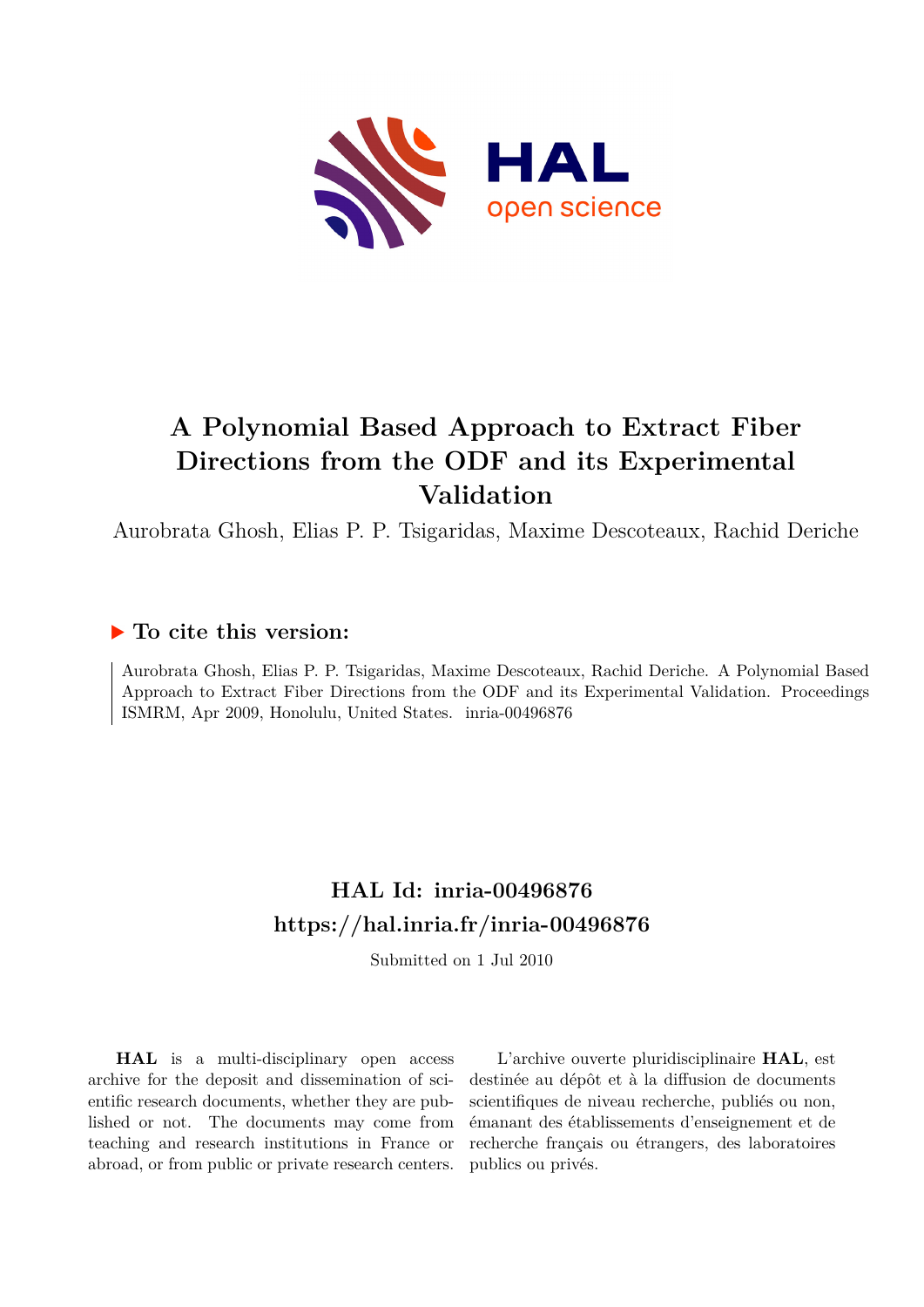# A Polynomial Based Approach to Extract Fiber Directions from the ODF and its Experimental Validation

Aurobrata Ghosh, Elias P. P. Tsigaridas, Maxime Descoteaux, Rachid Deriche

## ▶ To cite this version:

Aurobrata Ghosh, Elias P. P. Tsigaridas, Maxime Descoteaux, Rachid Deriche. A Polynomial Based Approach to Extract Fiber Directions from the ODF and its Experimental Validation. Proceedings ISMRM, Apr 2009, Honolulu, United States. inria-00496876

## HAL Id: inria-00496876
## https://hal.inria.fr/inria-00496876

Submitted on 1 Jul 2010

**HAL** is a multi-disciplinary open access archive for the deposit and dissemination of scientific research documents, whether they are published or not. The documents may come from teaching and research institutions in France or abroad, or from public or private research centers.

L'archive ouverte pluridisciplinaire **HAL**, est destinée au dépôt et à la diffusion de documents scientifiques de niveau recherche, publiés ou non, émanant des établissements d'enseignement et de recherche français ou étrangers, des laboratoires publics ou privés.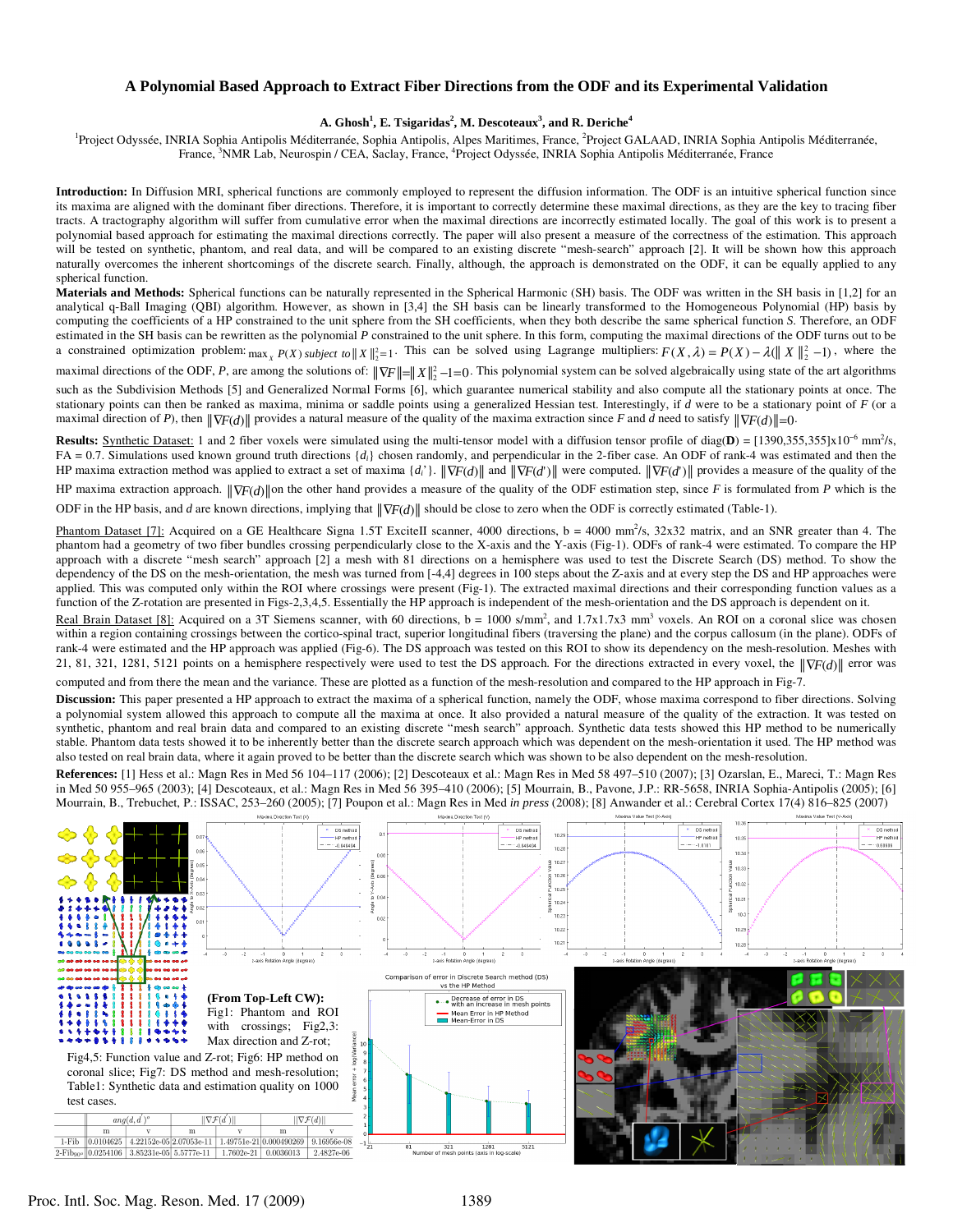# A Polynomial Based Approach to Extract Fiber Directions from the ODF and its Experimental Validation

**A. Ghosh[1], E. Tsigaridas[2], M. Descoteaux[3], and R. Deriche[4]**

[1]Project Odyssée, INRIA Sophia Antipolis Méditerranée, Sophia Antipolis, Alpes Maritimes, France, [2]Project GALAAD, INRIA Sophia Antipolis Méditerranée, France, [3]NMR Lab, Neurospin / CEA, Saclay, France, [4]Project Odyssée, INRIA Sophia Antipolis Méditerranée, France

**Introduction:** In Diffusion MRI, spherical functions are commonly employed to represent the diffusion information. The ODF is an intuitive spherical function since its maxima are aligned with the dominant fiber directions. Therefore, it is important to correctly determine these maximal directions, as they are the key to tracing fiber tracts. A tractography algorithm will suffer from cumulative error when the maximal directions are incorrectly estimated locally. The goal of this work is to present a polynomial based approach for estimating the maximal directions correctly. The paper will also present a measure of the correctness of the estimation. This approach will be tested on synthetic, phantom, and real data, and will be compared to an existing discrete "mesh-search" approach [2]. It will be shown how this approach naturally overcomes the inherent shortcomings of the discrete search. Finally, although, the approach is demonstrated on the ODF, it can be equally applied to any spherical function.

**Materials and Methods:** Spherical functions can be naturally represented in the Spherical Harmonic (SH) basis. The ODF was written in the SH basis in [1,2] for an analytical q-Ball Imaging (QBI) algorithm. However, as shown in [3,4] the SH basis can be linearly transformed to the Homogeneous Polynomial (HP) basis by computing the coefficients of a HP constrained to the unit sphere from the SH coefficients, when they both describe the same spherical function *S*. Therefore, an ODF estimated in the SH basis can be rewritten as the polynomial *P* constrained to the unit sphere. In this form, computing the maximal directions of the ODF turns out to be a constrained optimization problem: $\max_X P(X)$ *subject to* $\|X\|_2^2=1$. This can be solved using Lagrange multipliers: $F(X,\lambda)=P(X)-\lambda(\|X\|_2^2-1)$, where the maximal directions of the ODF, *P*, are among the solutions of: $\|\nabla F\|=\|X\|_2^2-1=0$. This polynomial system can be solved algebraically using state of the art algorithms such as the Subdivision Methods [5] and Generalized Normal Forms [6], which guarantee numerical stability and also compute all the stationary points at once. The stationary points can then be ranked as maxima, minima or saddle points using a generalized Hessian test. Interestingly, if *d* were to be a stationary point of *F* (or a maximal direction of *P*), then $\|\nabla F(d)\|$ provides a natural measure of the quality of the maxima extraction since *F* and *d* need to satisfy $\|\nabla F(d)\|=0$.

**Results:** Synthetic Dataset: 1 and 2 fiber voxels were simulated using the multi-tensor model with a diffusion tensor profile of diag(**D**) = [1390,355,355]x10$^{-6}$ mm$^2$/s, FA = 0.7. Simulations used known ground truth directions $\{d_i\}$ chosen randomly, and perpendicular in the 2-fiber case. An ODF of rank-4 was estimated and then the HP maxima extraction method was applied to extract a set of maxima $\{d_i'\}$. $\|\nabla F(d)\|$ and $\|\nabla F(d')\|$ were computed. $\|\nabla F(d')\|$ provides a measure of the quality of the HP maxima extraction approach. $\|\nabla F(d)\|$ on the other hand provides a measure of the quality of the ODF estimation step, since *F* is formulated from *P* which is the ODF in the HP basis, and *d* are known directions, implying that $\|\nabla F(d)\|$ should be close to zero when the ODF is correctly estimated (Table-1).

Phantom Dataset [7]: Acquired on a GE Healthcare Signa 1.5T ExciteII scanner, 4000 directions, b = 4000 mm$^2$/s, 32x32 matrix, and an SNR greater than 4. The phantom had a geometry of two fiber bundles crossing perpendicularly close to the X-axis and the Y-axis (Fig-1). ODFs of rank-4 were estimated. To compare the HP approach with a discrete "mesh search" approach [2] a mesh with 81 directions on a hemisphere was used to test the Discrete Search (DS) method. To show the dependency of the DS on the mesh-orientation, the mesh was turned from [-4,4] degrees in 100 steps about the Z-axis and at every step the DS and HP approaches were applied. This was computed only within the ROI where crossings were present (Fig-1). The extracted maximal directions and their corresponding function values as a function of the Z-rotation are presented in Figs-2,3,4,5. Essentially the HP approach is independent of the mesh-orientation and the DS approach is dependent on it.

Real Brain Dataset [8]: Acquired on a 3T Siemens scanner, with 60 directions, b = 1000 s/mm$^2$, and 1.7x1.7x3 mm$^3$ voxels. An ROI on a coronal slice was chosen within a region containing crossings between the cortico-spinal tract, superior longitudinal fibers (traversing the plane) and the corpus callosum (in the plane). ODFs of rank-4 were estimated and the HP approach was applied (Fig-6). The DS approach was tested on this ROI to show its dependency on the mesh-resolution. Meshes with 21, 81, 321, 1281, 5121 points on a hemisphere respectively were used to test the DS approach. For the directions extracted in every voxel, the $\|\nabla F(d)\|$ error was computed and from there the mean and the variance. These are plotted as a function of the mesh-resolution and compared to the HP approach in Fig-7.

**Discussion:** This paper presented a HP approach to extract the maxima of a spherical function, namely the ODF, whose maxima correspond to fiber directions. Solving a polynomial system allowed this approach to compute all the maxima at once. It also provided a natural measure of the quality of the extraction. It was tested on synthetic, phantom and real brain data and compared to an existing discrete "mesh search" approach. Synthetic data tests showed this HP method to be numerically stable. Phantom data tests showed it to be inherently better than the discrete search approach which was dependent on the mesh-orientation it used. The HP method was also tested on real brain data, where it again proved to be better than the discrete search which was shown to be also dependent on the mesh-resolution.

**References:** [1] Hess et al.: Magn Res in Med 56 104–117 (2006); [2] Descoteaux et al.: Magn Res in Med 58 497–510 (2007); [3] Ozarslan, E., Mareci, T.: Magn Res in Med 50 955–965 (2003); [4] Descoteaux, et al.: Magn Res in Med 56 395–410 (2006); [5] Mourrain, B., Pavone, J.P.: RR-5658, INRIA Sophia-Antipolis (2005); [6] Mourrain, B., Trebuchet, P.: ISSAC, 253–260 (2005); [7] Poupon et al.: Magn Res in Med *in press* (2008); [8] Anwander et al.: Cerebral Cortex 17(4) 816–825 (2007)

Maxima Direction Test (X)

Maxima Direction Test (Y)

Maxima Value Test (X-Axis)

Maxima Value Test (Y-Axis)

z-axis Rotation Angle (degrees)

DS method
HP method

Comparison of error in Discrete Search method (DS) vs the HP Method

Decrease of error in DS with an increase in mesh points
Mean Error in HP Method
Mean-Error in DS

Mean error + log(Variance)

Number of mesh points (axis in log-scale)

21 81 321 1281 5121

**(From Top-Left CW):** Fig1: Phantom and ROI with crossings; Fig2,3: Max direction and Z-rot; Fig4,5: Function value and Z-rot; Fig6: HP method on coronal slice; Fig7: DS method and mesh-resolution; Table1: Synthetic data and estimation quality on 1000 test cases.

| | $ang(d,d')^o$ | | $\|\nabla F(d')\|$ | | $\|\nabla F(d)\|$ | |
|---|---|---|---|---|---|---|
| | m | v | m | v | m | v |
| 1-Fib | 0.0104625 | 4.22152e-05 | 2.07053e-11 | 1.49751e-21 | 0.000490269 | 9.16956e-08 |
| 2-Fib$_{90^o}$ | 0.0254106 | 3.85231e-05 | 5.5777e-11 | 1.7602e-21 | 0.0036013 | 2.4827e-06 |